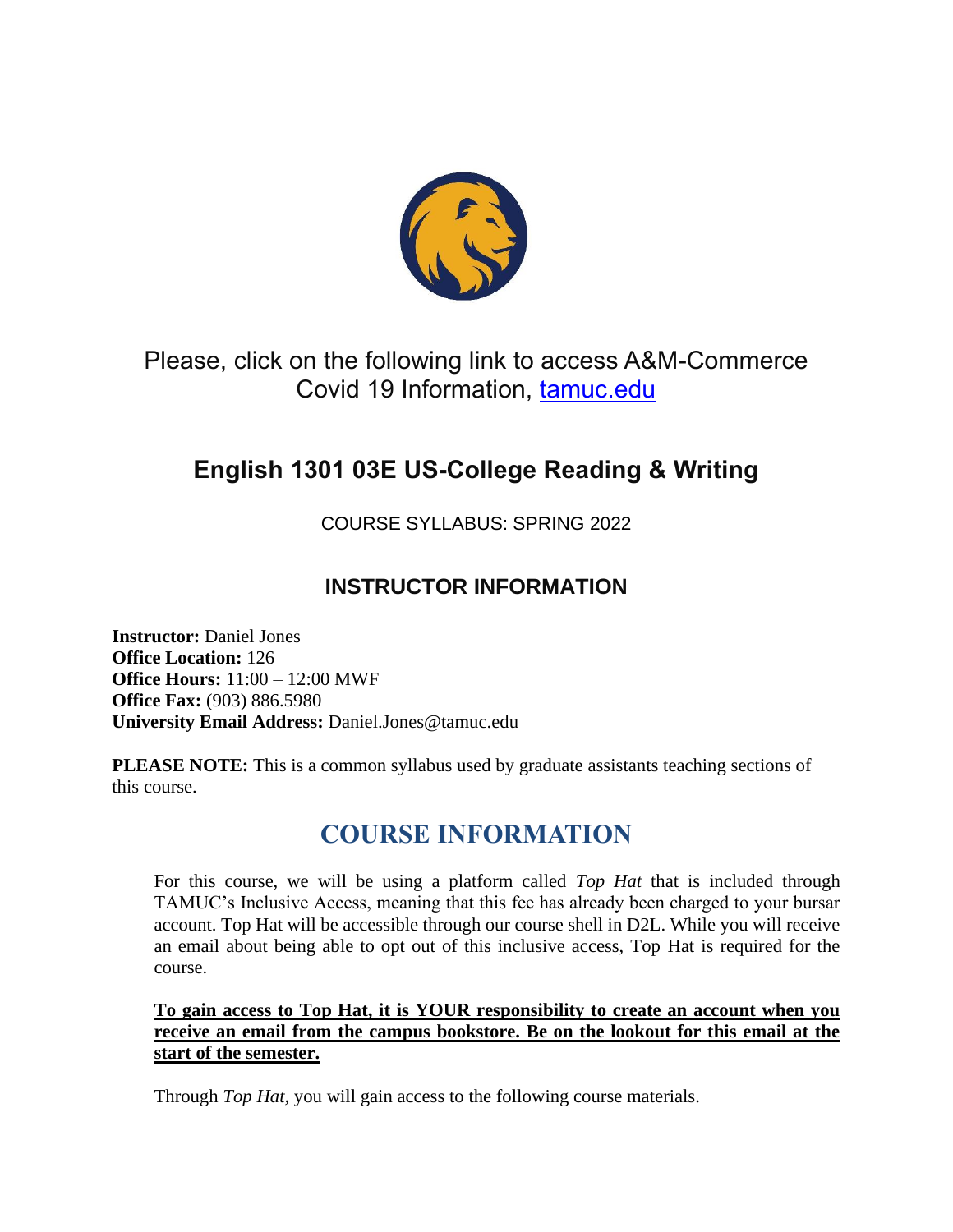Please, click on the following link to access A&M-Commerce Covid 19 Information, [tamuc.edu](tamuc.edu)

# English 1301 03E US-College Reading & Writing

COURSE SYLLABUS: SPRING 2022

## INSTRUCTOR INFORMATION

**Instructor:** Daniel Jones
**Office Location:** 126
**Office Hours:** 11:00 – 12:00 MWF
**Office Fax:** (903) 886.5980
**University Email Address:** Daniel.Jones@tamuc.edu

**PLEASE NOTE:** This is a common syllabus used by graduate assistants teaching sections of this course.

## COURSE INFORMATION

For this course, we will be using a platform called *Top Hat* that is included through TAMUC's Inclusive Access, meaning that this fee has already been charged to your bursar account. Top Hat will be accessible through our course shell in D2L. While you will receive an email about being able to opt out of this inclusive access, Top Hat is required for the course.

**To gain access to Top Hat, it is YOUR responsibility to create an account when you receive an email from the campus bookstore. Be on the lookout for this email at the start of the semester.**

Through *Top Hat*, you will gain access to the following course materials.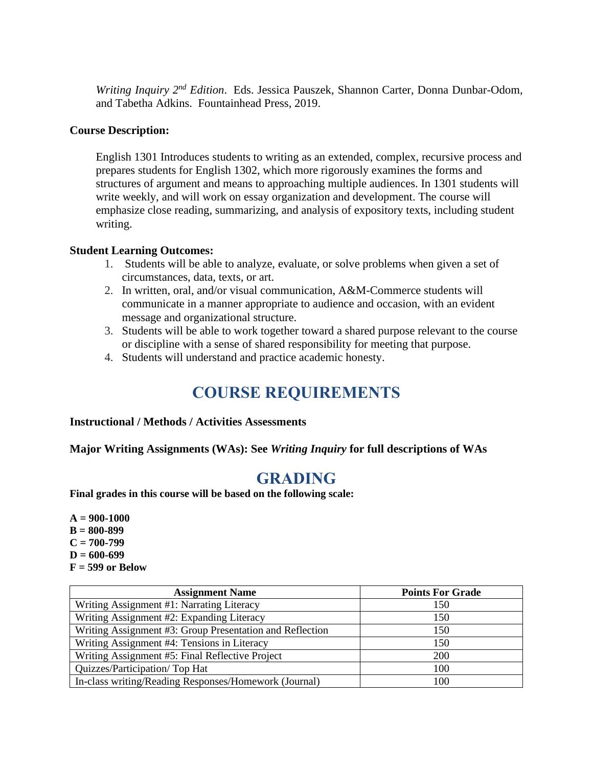*Writing Inquiry 2nd Edition*. Eds. Jessica Pauszek, Shannon Carter, Donna Dunbar-Odom, and Tabetha Adkins. Fountainhead Press, 2019.

**Course Description:**

English 1301 Introduces students to writing as an extended, complex, recursive process and prepares students for English 1302, which more rigorously examines the forms and structures of argument and means to approaching multiple audiences. In 1301 students will write weekly, and will work on essay organization and development. The course will emphasize close reading, summarizing, and analysis of expository texts, including student writing.

**Student Learning Outcomes:**

1. Students will be able to analyze, evaluate, or solve problems when given a set of circumstances, data, texts, or art.
2. In written, oral, and/or visual communication, A&M-Commerce students will communicate in a manner appropriate to audience and occasion, with an evident message and organizational structure.
3. Students will be able to work together toward a shared purpose relevant to the course or discipline with a sense of shared responsibility for meeting that purpose.
4. Students will understand and practice academic honesty.

# COURSE REQUIREMENTS

**Instructional / Methods / Activities Assessments**

**Major Writing Assignments (WAs): See *Writing Inquiry* for full descriptions of WAs**

# GRADING

**Final grades in this course will be based on the following scale:**

**A = 900-1000**
**B = 800-899**
**C = 700-799**
**D = 600-699**
**F = 599 or Below**

| Assignment Name | Points For Grade |
|---|---|
| Writing Assignment #1: Narrating Literacy | 150 |
| Writing Assignment #2: Expanding Literacy | 150 |
| Writing Assignment #3: Group Presentation and Reflection | 150 |
| Writing Assignment #4: Tensions in Literacy | 150 |
| Writing Assignment #5: Final Reflective Project | 200 |
| Quizzes/Participation/ Top Hat | 100 |
| In-class writing/Reading Responses/Homework (Journal) | 100 |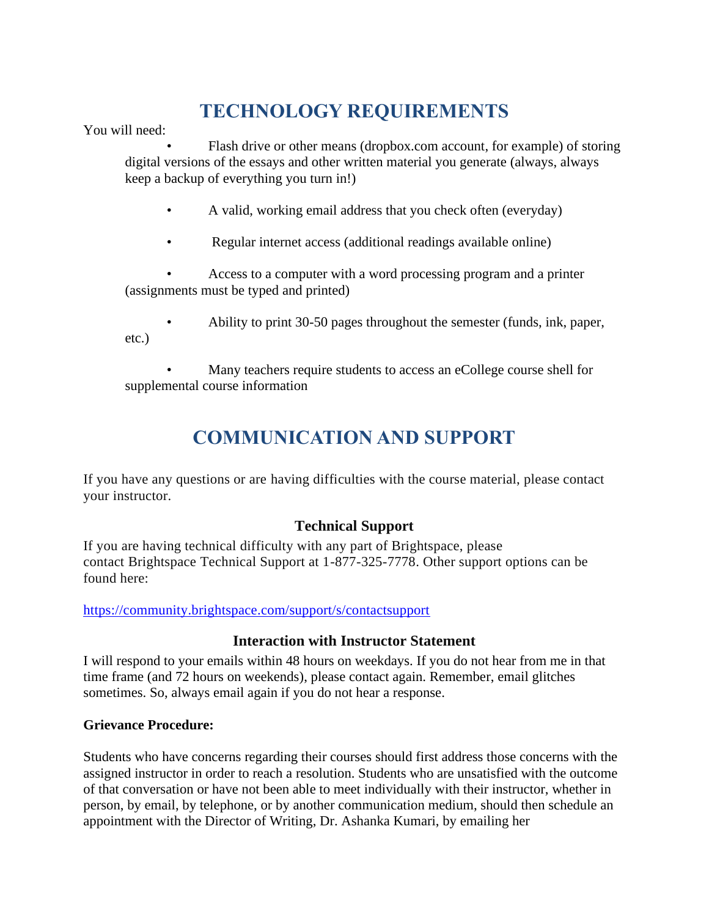# TECHNOLOGY REQUIREMENTS

You will need:

- Flash drive or other means (dropbox.com account, for example) of storing digital versions of the essays and other written material you generate (always, always keep a backup of everything you turn in!)
- A valid, working email address that you check often (everyday)
- Regular internet access (additional readings available online)
- Access to a computer with a word processing program and a printer (assignments must be typed and printed)
- Ability to print 30-50 pages throughout the semester (funds, ink, paper, etc.)
- Many teachers require students to access an eCollege course shell for supplemental course information

# COMMUNICATION AND SUPPORT

If you have any questions or are having difficulties with the course material, please contact your instructor.

### Technical Support

If you are having technical difficulty with any part of Brightspace, please contact Brightspace Technical Support at 1-877-325-7778. Other support options can be found here:

https://community.brightspace.com/support/s/contactsupport

### Interaction with Instructor Statement

I will respond to your emails within 48 hours on weekdays. If you do not hear from me in that time frame (and 72 hours on weekends), please contact again. Remember, email glitches sometimes. So, always email again if you do not hear a response.

**Grievance Procedure:**

Students who have concerns regarding their courses should first address those concerns with the assigned instructor in order to reach a resolution. Students who are unsatisfied with the outcome of that conversation or have not been able to meet individually with their instructor, whether in person, by email, by telephone, or by another communication medium, should then schedule an appointment with the Director of Writing, Dr. Ashanka Kumari, by emailing her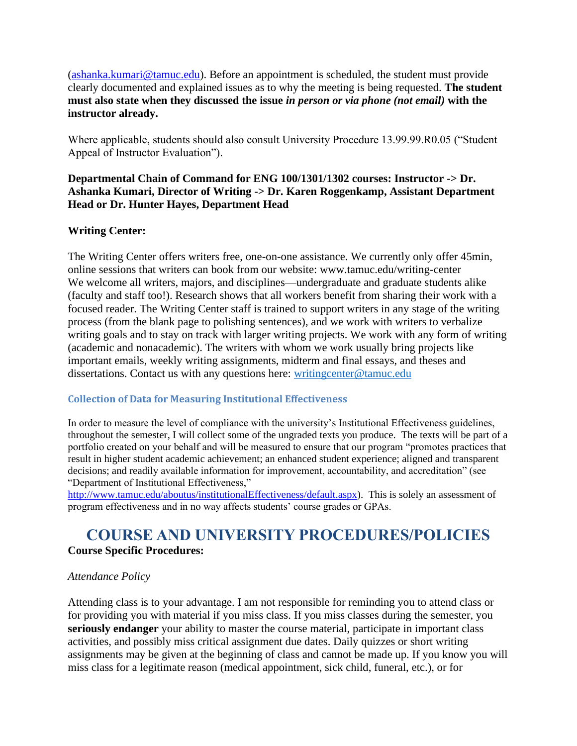(ashanka.kumari@tamuc.edu). Before an appointment is scheduled, the student must provide clearly documented and explained issues as to why the meeting is being requested. **The student must also state when they discussed the issue *in person or via phone (not email)* with the instructor already.**

Where applicable, students should also consult University Procedure 13.99.99.R0.05 ("Student Appeal of Instructor Evaluation").

**Departmental Chain of Command for ENG 100/1301/1302 courses: Instructor -> Dr. Ashanka Kumari, Director of Writing -> Dr. Karen Roggenkamp, Assistant Department Head or Dr. Hunter Hayes, Department Head**

**Writing Center:**

The Writing Center offers writers free, one-on-one assistance. We currently only offer 45min, online sessions that writers can book from our website: www.tamuc.edu/writing-center
We welcome all writers, majors, and disciplines—undergraduate and graduate students alike (faculty and staff too!). Research shows that all workers benefit from sharing their work with a focused reader. The Writing Center staff is trained to support writers in any stage of the writing process (from the blank page to polishing sentences), and we work with writers to verbalize writing goals and to stay on track with larger writing projects. We work with any form of writing (academic and nonacademic). The writers with whom we work usually bring projects like important emails, weekly writing assignments, midterm and final essays, and theses and dissertations. Contact us with any questions here: writingcenter@tamuc.edu

### Collection of Data for Measuring Institutional Effectiveness

In order to measure the level of compliance with the university's Institutional Effectiveness guidelines, throughout the semester, I will collect some of the ungraded texts you produce. The texts will be part of a portfolio created on your behalf and will be measured to ensure that our program "promotes practices that result in higher student academic achievement; an enhanced student experience; aligned and transparent decisions; and readily available information for improvement, accountability, and accreditation" (see "Department of Institutional Effectiveness," http://www.tamuc.edu/aboutus/institutionalEffectiveness/default.aspx). This is solely an assessment of program effectiveness and in no way affects students' course grades or GPAs.

## COURSE AND UNIVERSITY PROCEDURES/POLICIES

**Course Specific Procedures:**

*Attendance Policy*

Attending class is to your advantage. I am not responsible for reminding you to attend class or for providing you with material if you miss class. If you miss classes during the semester, you **seriously endanger** your ability to master the course material, participate in important class activities, and possibly miss critical assignment due dates. Daily quizzes or short writing assignments may be given at the beginning of class and cannot be made up. If you know you will miss class for a legitimate reason (medical appointment, sick child, funeral, etc.), or for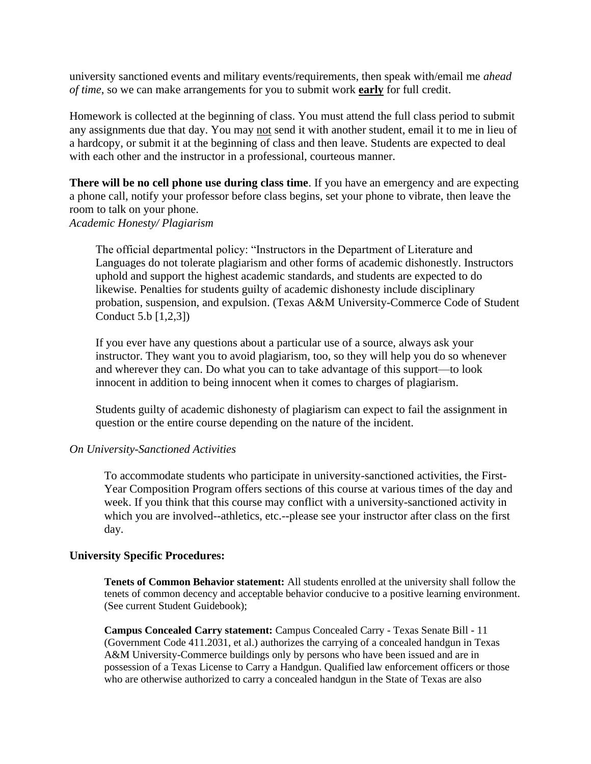university sanctioned events and military events/requirements, then speak with/email me *ahead of time*, so we can make arrangements for you to submit work **early** for full credit.

Homework is collected at the beginning of class. You must attend the full class period to submit any assignments due that day. You may not send it with another student, email it to me in lieu of a hardcopy, or submit it at the beginning of class and then leave. Students are expected to deal with each other and the instructor in a professional, courteous manner.

**There will be no cell phone use during class time**. If you have an emergency and are expecting a phone call, notify your professor before class begins, set your phone to vibrate, then leave the room to talk on your phone.

*Academic Honesty/ Plagiarism*

> The official departmental policy: "Instructors in the Department of Literature and Languages do not tolerate plagiarism and other forms of academic dishonestly. Instructors uphold and support the highest academic standards, and students are expected to do likewise. Penalties for students guilty of academic dishonesty include disciplinary probation, suspension, and expulsion. (Texas A&M University-Commerce Code of Student Conduct 5.b [1,2,3])
>
> If you ever have any questions about a particular use of a source, always ask your instructor. They want you to avoid plagiarism, too, so they will help you do so whenever and wherever they can. Do what you can to take advantage of this support—to look innocent in addition to being innocent when it comes to charges of plagiarism.
>
> Students guilty of academic dishonesty of plagiarism can expect to fail the assignment in question or the entire course depending on the nature of the incident.

*On University-Sanctioned Activities*

> To accommodate students who participate in university-sanctioned activities, the First-Year Composition Program offers sections of this course at various times of the day and week. If you think that this course may conflict with a university-sanctioned activity in which you are involved--athletics, etc.--please see your instructor after class on the first day.

**University Specific Procedures:**

> **Tenets of Common Behavior statement:** All students enrolled at the university shall follow the tenets of common decency and acceptable behavior conducive to a positive learning environment. (See current Student Guidebook);
>
> **Campus Concealed Carry statement:** Campus Concealed Carry - Texas Senate Bill - 11 (Government Code 411.2031, et al.) authorizes the carrying of a concealed handgun in Texas A&M University-Commerce buildings only by persons who have been issued and are in possession of a Texas License to Carry a Handgun. Qualified law enforcement officers or those who are otherwise authorized to carry a concealed handgun in the State of Texas are also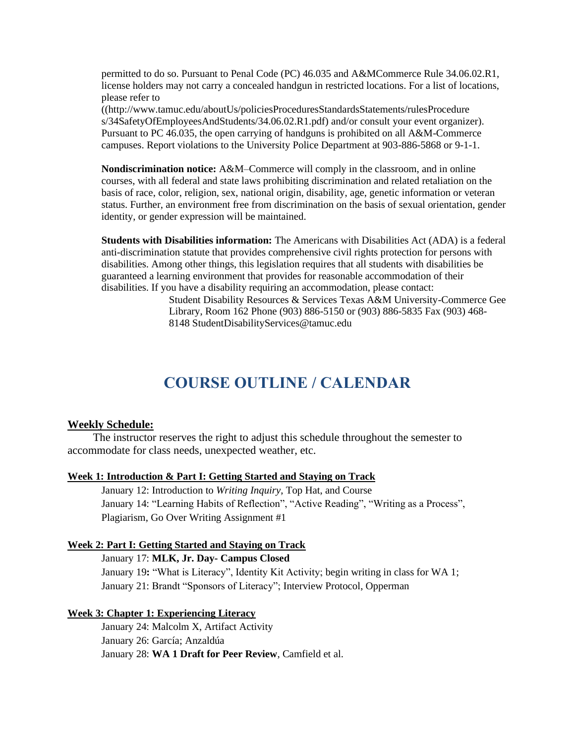permitted to do so. Pursuant to Penal Code (PC) 46.035 and A&MCommerce Rule 34.06.02.R1, license holders may not carry a concealed handgun in restricted locations. For a list of locations, please refer to ((http://www.tamuc.edu/aboutUs/policiesProceduresStandardsStatements/rulesProcedures/34SafetyOfEmployeesAndStudents/34.06.02.R1.pdf) and/or consult your event organizer). Pursuant to PC 46.035, the open carrying of handguns is prohibited on all A&M-Commerce campuses. Report violations to the University Police Department at 903-886-5868 or 9-1-1.

**Nondiscrimination notice:** A&M–Commerce will comply in the classroom, and in online courses, with all federal and state laws prohibiting discrimination and related retaliation on the basis of race, color, religion, sex, national origin, disability, age, genetic information or veteran status. Further, an environment free from discrimination on the basis of sexual orientation, gender identity, or gender expression will be maintained.

**Students with Disabilities information:** The Americans with Disabilities Act (ADA) is a federal anti-discrimination statute that provides comprehensive civil rights protection for persons with disabilities. Among other things, this legislation requires that all students with disabilities be guaranteed a learning environment that provides for reasonable accommodation of their disabilities. If you have a disability requiring an accommodation, please contact:

Student Disability Resources & Services Texas A&M University-Commerce Gee Library, Room 162 Phone (903) 886-5150 or (903) 886-5835 Fax (903) 468-8148 StudentDisabilityServices@tamuc.edu

# COURSE OUTLINE / CALENDAR

## Weekly Schedule:

The instructor reserves the right to adjust this schedule throughout the semester to accommodate for class needs, unexpected weather, etc.

### Week 1: Introduction & Part I: Getting Started and Staying on Track

January 12: Introduction to *Writing Inquiry*, Top Hat, and Course
January 14: "Learning Habits of Reflection", "Active Reading", "Writing as a Process", Plagiarism, Go Over Writing Assignment #1

### Week 2: Part I: Getting Started and Staying on Track

January 17: **MLK, Jr. Day- Campus Closed**
January 19**:** "What is Literacy", Identity Kit Activity; begin writing in class for WA 1;
January 21: Brandt "Sponsors of Literacy"; Interview Protocol, Opperman

### Week 3: Chapter 1: Experiencing Literacy

January 24: Malcolm X, Artifact Activity
January 26: García; Anzaldúa
January 28: **WA 1 Draft for Peer Review**, Camfield et al.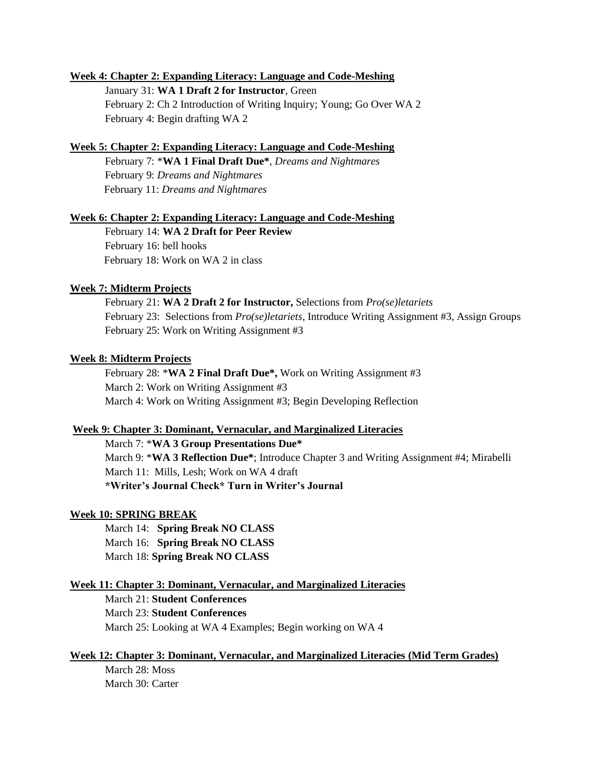**<u>Week 4: Chapter 2: Expanding Literacy: Language and Code-Meshing</u>**

January 31: **WA 1 Draft 2 for Instructor**, Green
February 2: Ch 2 Introduction of Writing Inquiry; Young; Go Over WA 2
February 4: Begin drafting WA 2

**<u>Week 5: Chapter 2: Expanding Literacy: Language and Code-Meshing</u>**

February 7: ***WA 1 Final Draft Due***, *Dreams and Nightmares*
February 9: *Dreams and Nightmares*
February 11: *Dreams and Nightmares*

**<u>Week 6: Chapter 2: Expanding Literacy: Language and Code-Meshing</u>**

February 14: **WA 2 Draft for Peer Review**
February 16: bell hooks
February 18: Work on WA 2 in class

**<u>Week 7: Midterm Projects</u>**

February 21: **WA 2 Draft 2 for Instructor,** Selections from *Pro(se)letariets*
February 23: Selections from *Pro(se)letariets*, Introduce Writing Assignment #3, Assign Groups
February 25: Work on Writing Assignment #3

**<u>Week 8: Midterm Projects</u>**

February 28: ***WA 2 Final Draft Due*,** Work on Writing Assignment #3
March 2: Work on Writing Assignment #3
March 4: Work on Writing Assignment #3; Begin Developing Reflection

**<u>Week 9: Chapter 3: Dominant, Vernacular, and Marginalized Literacies</u>**

March 7: ***WA 3 Group Presentations Due***
March 9: ***WA 3 Reflection Due***; Introduce Chapter 3 and Writing Assignment #4; Mirabelli
March 11: Mills, Lesh; Work on WA 4 draft
***Writer's Journal Check* Turn in Writer's Journal**

**<u>Week 10: SPRING BREAK</u>**

March 14: **Spring Break NO CLASS**
March 16: **Spring Break NO CLASS**
March 18: **Spring Break NO CLASS**

**<u>Week 11: Chapter 3: Dominant, Vernacular, and Marginalized Literacies</u>**

March 21: **Student Conferences**
March 23: **Student Conferences**
March 25: Looking at WA 4 Examples; Begin working on WA 4

**<u>Week 12: Chapter 3: Dominant, Vernacular, and Marginalized Literacies (Mid Term Grades)</u>**

March 28: Moss
March 30: Carter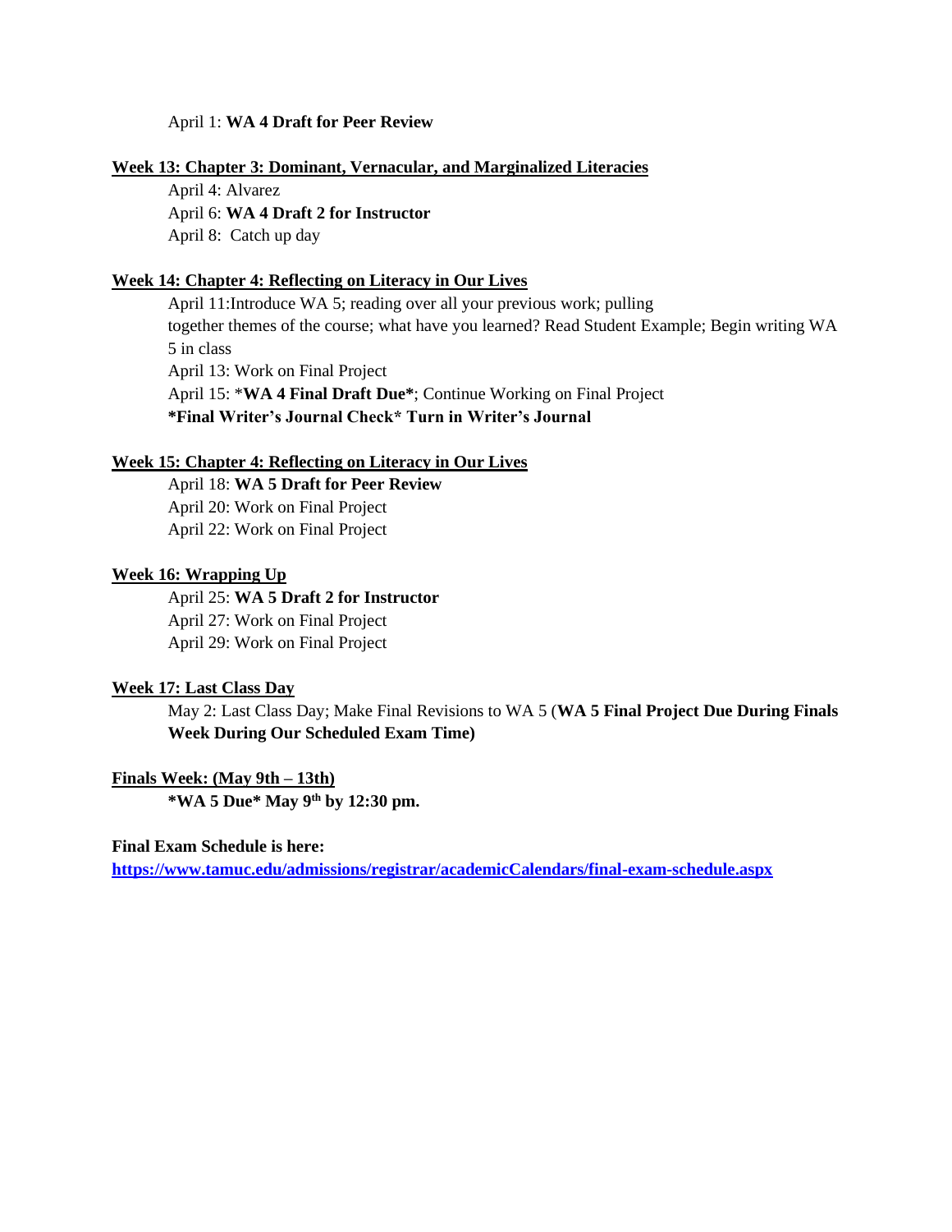April 1: **WA 4 Draft for Peer Review**

**Week 13: Chapter 3: Dominant, Vernacular, and Marginalized Literacies**

April 4: Alvarez
April 6: **WA 4 Draft 2 for Instructor**
April 8: Catch up day

**Week 14: Chapter 4: Reflecting on Literacy in Our Lives**

April 11:Introduce WA 5; reading over all your previous work; pulling together themes of the course; what have you learned? Read Student Example; Begin writing WA 5 in class
April 13: Work on Final Project
April 15: ***WA 4 Final Draft Due***; Continue Working on Final Project
***Final Writer's Journal Check* Turn in Writer's Journal**

**Week 15: Chapter 4: Reflecting on Literacy in Our Lives**

April 18: **WA 5 Draft for Peer Review**
April 20: Work on Final Project
April 22: Work on Final Project

**Week 16: Wrapping Up**

April 25: **WA 5 Draft 2 for Instructor**
April 27: Work on Final Project
April 29: Work on Final Project

**Week 17: Last Class Day**

May 2: Last Class Day; Make Final Revisions to WA 5 (**WA 5 Final Project Due During Finals Week During Our Scheduled Exam Time)**

**Finals Week: (May 9th – 13th)**

***WA 5 Due* May 9th by 12:30 pm.**

**Final Exam Schedule is here:**
**https://www.tamuc.edu/admissions/registrar/academicCalendars/final-exam-schedule.aspx**